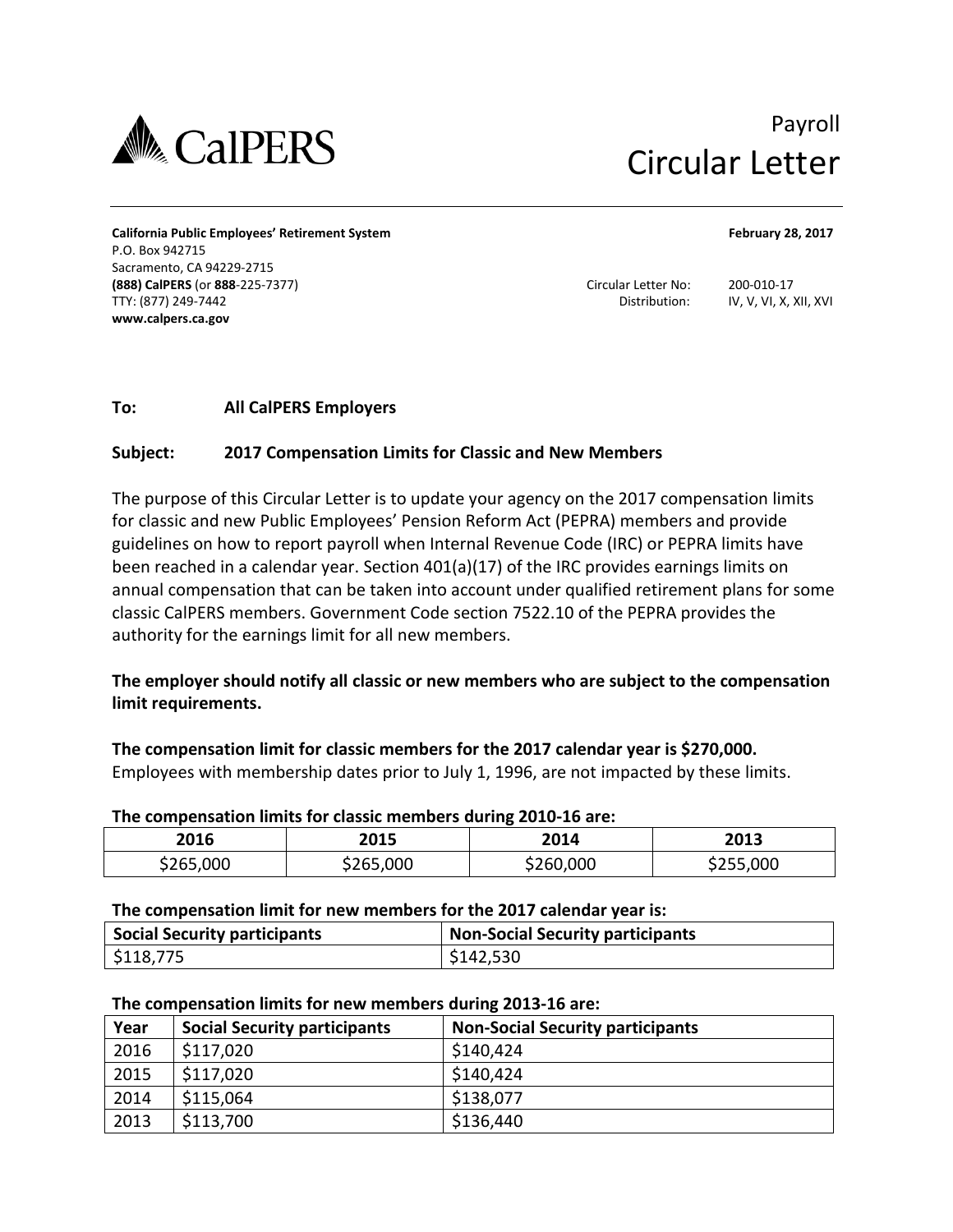# Payroll Circular Letter

**California Public Employees' Retirement System**
P.O. Box 942715
Sacramento, CA 94229-2715
**(888) CalPERS** (or **888**-225-7377)
TTY: (877) 249-7442
**www.calpers.ca.gov**

**February 28, 2017**

Circular Letter No: 200-010-17
Distribution: IV, V, VI, X, XII, XVI

**To:** **All CalPERS Employers**

**Subject:** **2017 Compensation Limits for Classic and New Members**

The purpose of this Circular Letter is to update your agency on the 2017 compensation limits for classic and new Public Employees' Pension Reform Act (PEPRA) members and provide guidelines on how to report payroll when Internal Revenue Code (IRC) or PEPRA limits have been reached in a calendar year. Section 401(a)(17) of the IRC provides earnings limits on annual compensation that can be taken into account under qualified retirement plans for some classic CalPERS members. Government Code section 7522.10 of the PEPRA provides the authority for the earnings limit for all new members.

**The employer should notify all classic or new members who are subject to the compensation limit requirements.**

**The compensation limit for classic members for the 2017 calendar year is $270,000.**
Employees with membership dates prior to July 1, 1996, are not impacted by these limits.

**The compensation limits for classic members during 2010-16 are:**

| 2016 | 2015 | 2014 | 2013 |
|---|---|---|---|
| $265,000 | $265,000 | $260,000 | $255,000 |

**The compensation limit for new members for the 2017 calendar year is:**

| Social Security participants | Non-Social Security participants |
|---|---|
| $118,775 | $142,530 |

**The compensation limits for new members during 2013-16 are:**

| Year | Social Security participants | Non-Social Security participants |
|---|---|---|
| 2016 | $117,020 | $140,424 |
| 2015 | $117,020 | $140,424 |
| 2014 | $115,064 | $138,077 |
| 2013 | $113,700 | $136,440 |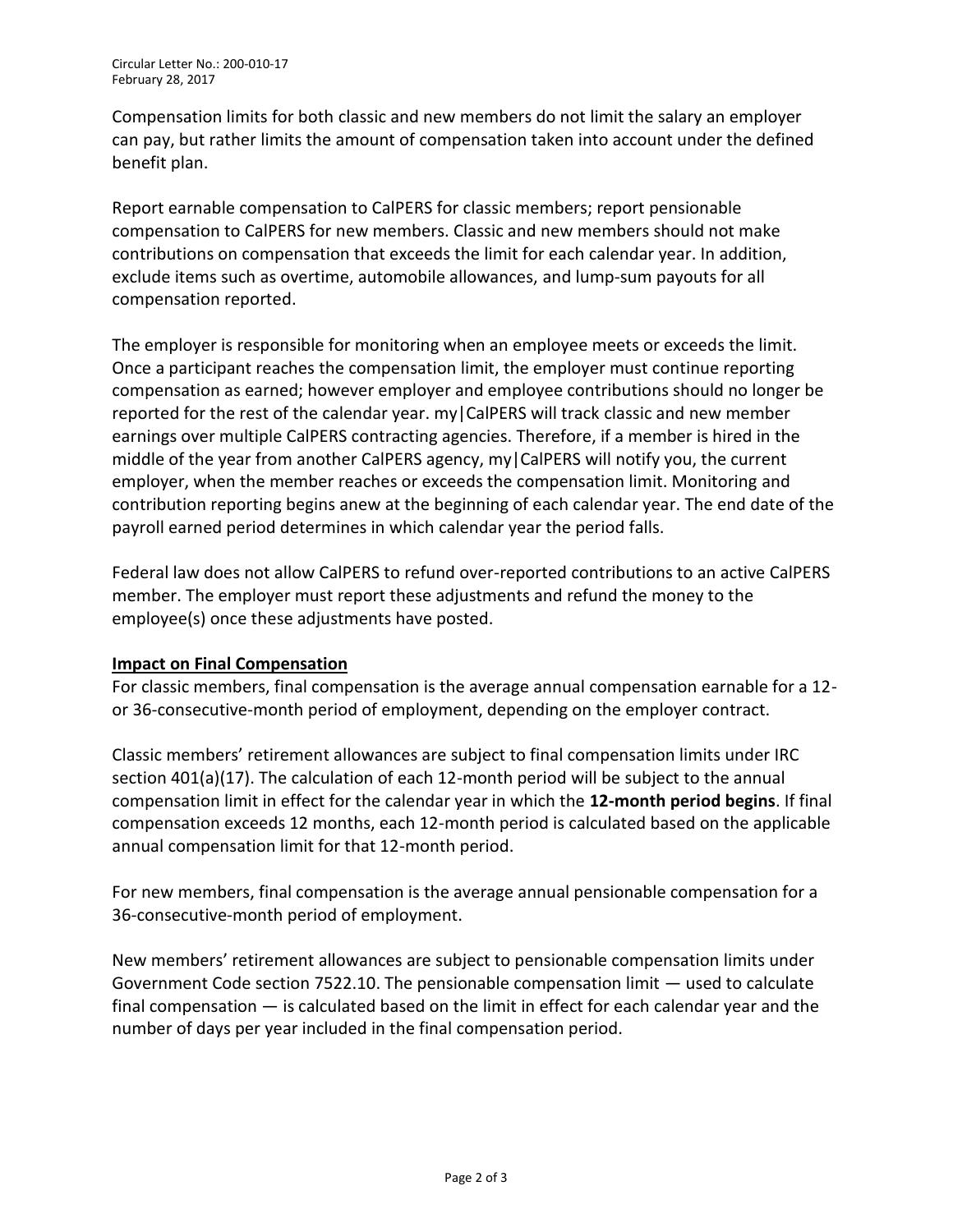Compensation limits for both classic and new members do not limit the salary an employer can pay, but rather limits the amount of compensation taken into account under the defined benefit plan.

Report earnable compensation to CalPERS for classic members; report pensionable compensation to CalPERS for new members. Classic and new members should not make contributions on compensation that exceeds the limit for each calendar year. In addition, exclude items such as overtime, automobile allowances, and lump-sum payouts for all compensation reported.

The employer is responsible for monitoring when an employee meets or exceeds the limit. Once a participant reaches the compensation limit, the employer must continue reporting compensation as earned; however employer and employee contributions should no longer be reported for the rest of the calendar year. my|CalPERS will track classic and new member earnings over multiple CalPERS contracting agencies. Therefore, if a member is hired in the middle of the year from another CalPERS agency, my|CalPERS will notify you, the current employer, when the member reaches or exceeds the compensation limit. Monitoring and contribution reporting begins anew at the beginning of each calendar year. The end date of the payroll earned period determines in which calendar year the period falls.

Federal law does not allow CalPERS to refund over-reported contributions to an active CalPERS member. The employer must report these adjustments and refund the money to the employee(s) once these adjustments have posted.

## Impact on Final Compensation

For classic members, final compensation is the average annual compensation earnable for a 12- or 36-consecutive-month period of employment, depending on the employer contract.

Classic members' retirement allowances are subject to final compensation limits under IRC section 401(a)(17). The calculation of each 12-month period will be subject to the annual compensation limit in effect for the calendar year in which the **12-month period begins**. If final compensation exceeds 12 months, each 12-month period is calculated based on the applicable annual compensation limit for that 12-month period.

For new members, final compensation is the average annual pensionable compensation for a 36-consecutive-month period of employment.

New members' retirement allowances are subject to pensionable compensation limits under Government Code section 7522.10. The pensionable compensation limit — used to calculate final compensation — is calculated based on the limit in effect for each calendar year and the number of days per year included in the final compensation period.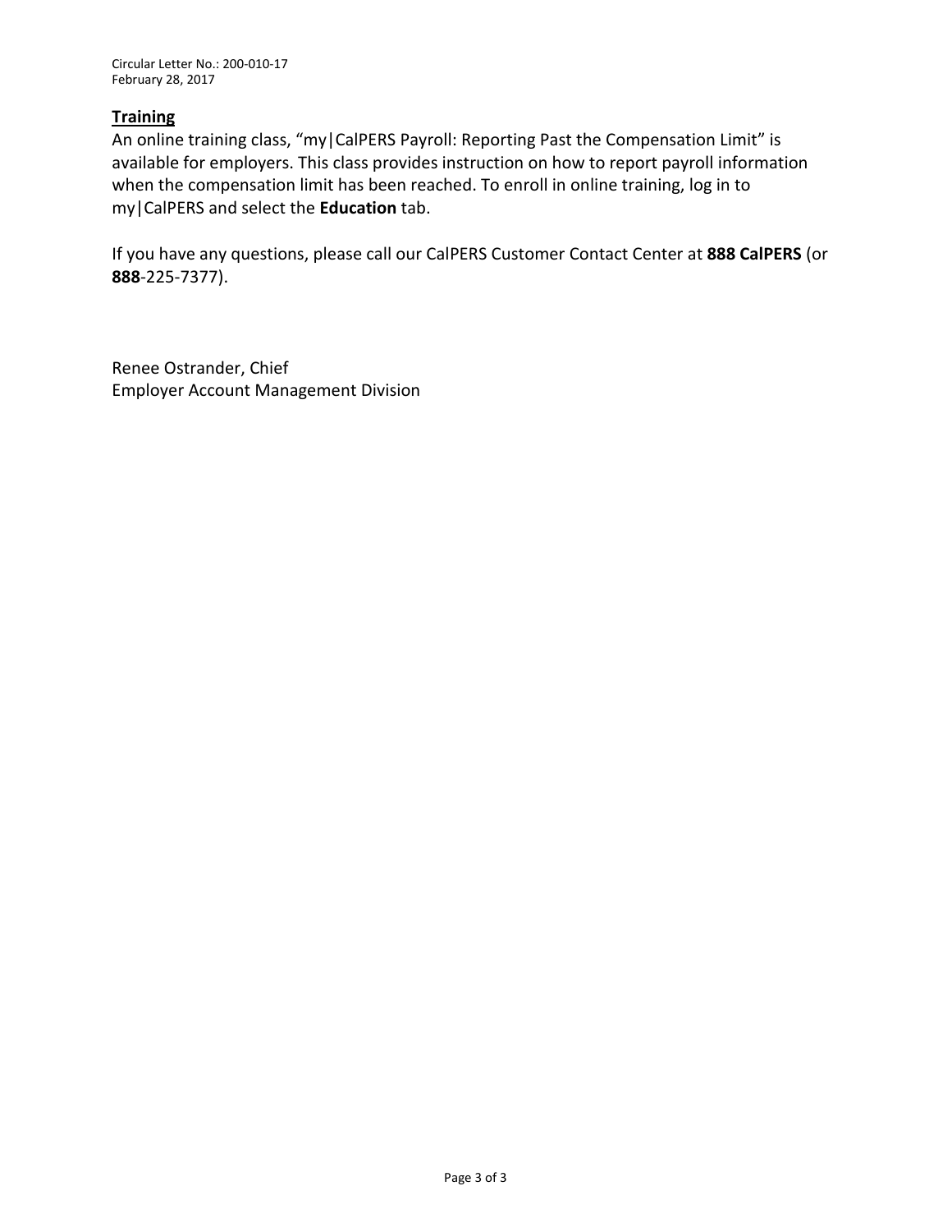## Training

An online training class, "my|CalPERS Payroll: Reporting Past the Compensation Limit" is available for employers. This class provides instruction on how to report payroll information when the compensation limit has been reached. To enroll in online training, log in to my|CalPERS and select the **Education** tab.

If you have any questions, please call our CalPERS Customer Contact Center at **888 CalPERS** (or **888**-225-7377).

Renee Ostrander, Chief
Employer Account Management Division